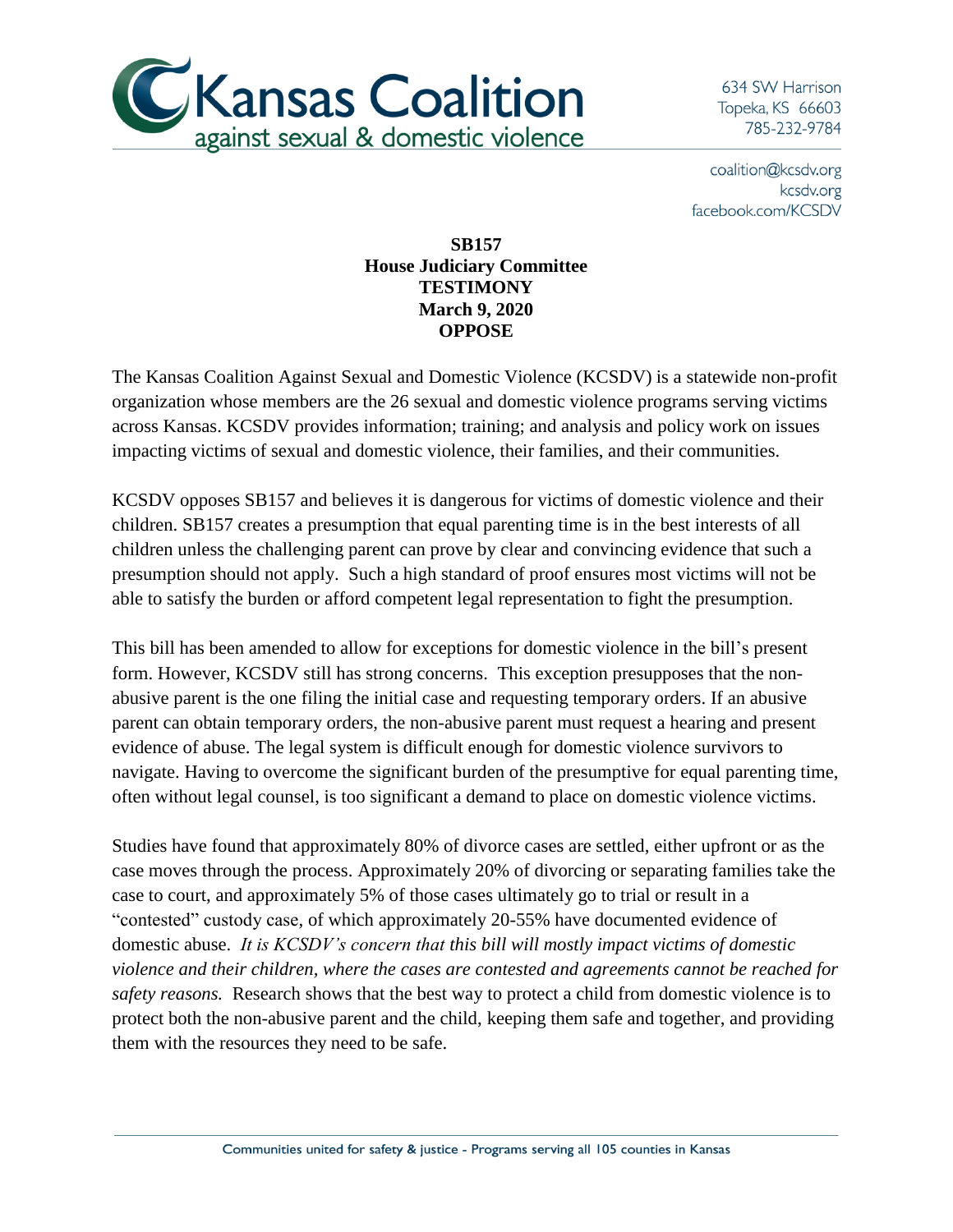# Kansas Coalition against sexual & domestic violence

634 SW Harrison
Topeka, KS 66603
785-232-9784

coalition@kcsdv.org
kcsdv.org
facebook.com/KCSDV

**SB157**
**House Judiciary Committee**
**TESTIMONY**
**March 9, 2020**
**OPPOSE**

The Kansas Coalition Against Sexual and Domestic Violence (KCSDV) is a statewide non-profit organization whose members are the 26 sexual and domestic violence programs serving victims across Kansas. KCSDV provides information; training; and analysis and policy work on issues impacting victims of sexual and domestic violence, their families, and their communities.

KCSDV opposes SB157 and believes it is dangerous for victims of domestic violence and their children. SB157 creates a presumption that equal parenting time is in the best interests of all children unless the challenging parent can prove by clear and convincing evidence that such a presumption should not apply. Such a high standard of proof ensures most victims will not be able to satisfy the burden or afford competent legal representation to fight the presumption.

This bill has been amended to allow for exceptions for domestic violence in the bill's present form. However, KCSDV still has strong concerns. This exception presupposes that the non-abusive parent is the one filing the initial case and requesting temporary orders. If an abusive parent can obtain temporary orders, the non-abusive parent must request a hearing and present evidence of abuse. The legal system is difficult enough for domestic violence survivors to navigate. Having to overcome the significant burden of the presumptive for equal parenting time, often without legal counsel, is too significant a demand to place on domestic violence victims.

Studies have found that approximately 80% of divorce cases are settled, either upfront or as the case moves through the process. Approximately 20% of divorcing or separating families take the case to court, and approximately 5% of those cases ultimately go to trial or result in a "contested" custody case, of which approximately 20-55% have documented evidence of domestic abuse. *It is KCSDV's concern that this bill will mostly impact victims of domestic violence and their children, where the cases are contested and agreements cannot be reached for safety reasons.* Research shows that the best way to protect a child from domestic violence is to protect both the non-abusive parent and the child, keeping them safe and together, and providing them with the resources they need to be safe.

Communities united for safety & justice - Programs serving all 105 counties in Kansas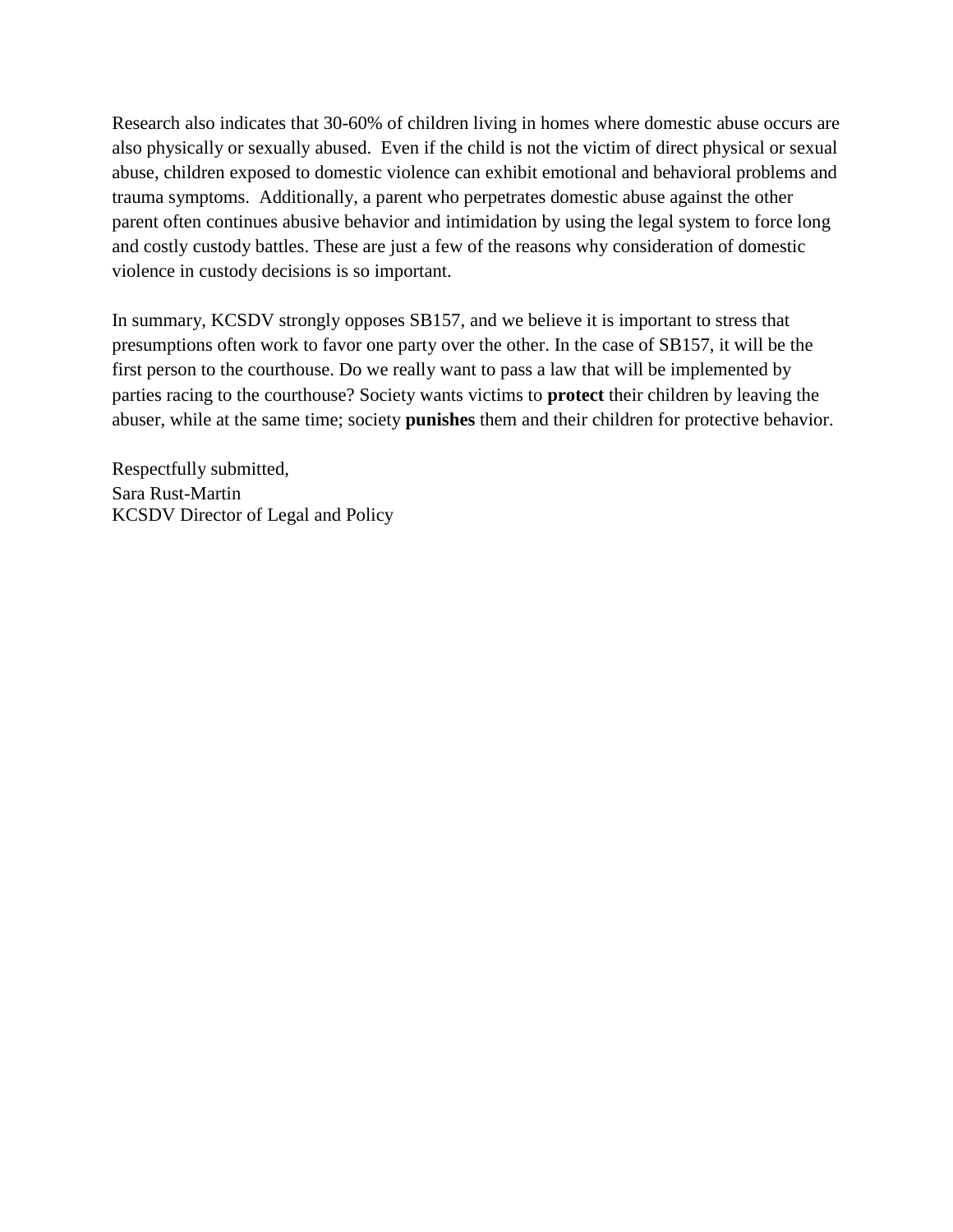Research also indicates that 30-60% of children living in homes where domestic abuse occurs are also physically or sexually abused. Even if the child is not the victim of direct physical or sexual abuse, children exposed to domestic violence can exhibit emotional and behavioral problems and trauma symptoms. Additionally, a parent who perpetrates domestic abuse against the other parent often continues abusive behavior and intimidation by using the legal system to force long and costly custody battles. These are just a few of the reasons why consideration of domestic violence in custody decisions is so important.

In summary, KCSDV strongly opposes SB157, and we believe it is important to stress that presumptions often work to favor one party over the other. In the case of SB157, it will be the first person to the courthouse. Do we really want to pass a law that will be implemented by parties racing to the courthouse? Society wants victims to **protect** their children by leaving the abuser, while at the same time; society **punishes** them and their children for protective behavior.

Respectfully submitted,
Sara Rust-Martin
KCSDV Director of Legal and Policy